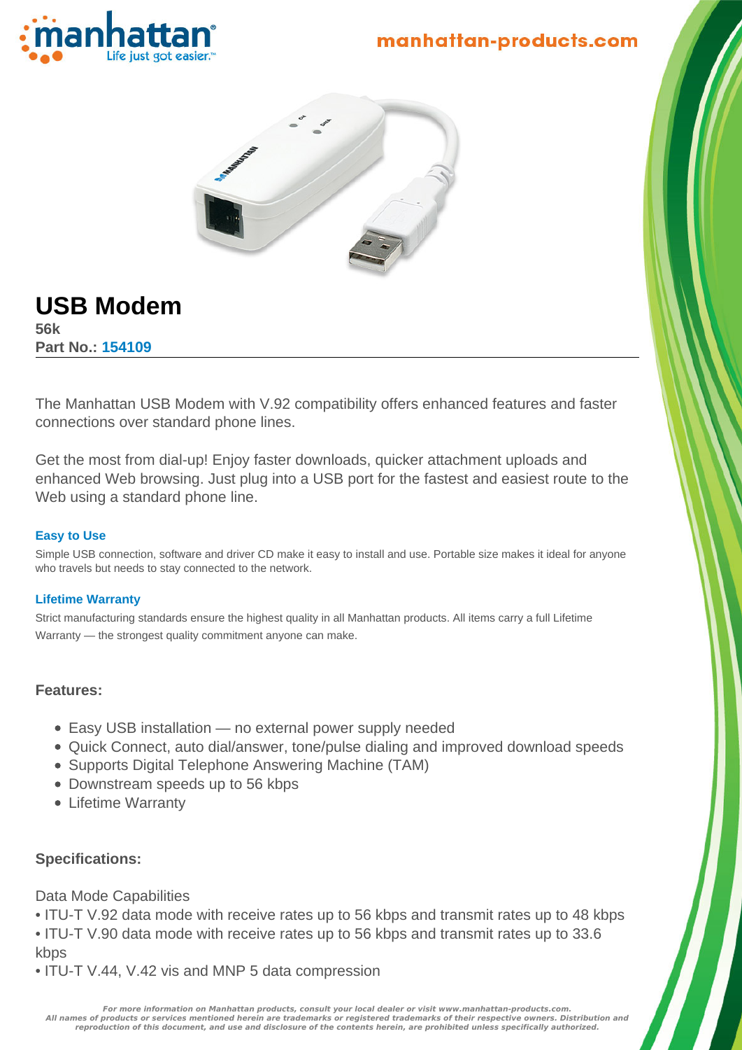manhattan-products.com

# USB Modem

**56k**
**Part No.: 154109**

The Manhattan USB Modem with V.92 compatibility offers enhanced features and faster connections over standard phone lines.

Get the most from dial-up! Enjoy faster downloads, quicker attachment uploads and enhanced Web browsing. Just plug into a USB port for the fastest and easiest route to the Web using a standard phone line.

### Easy to Use

Simple USB connection, software and driver CD make it easy to install and use. Portable size makes it ideal for anyone who travels but needs to stay connected to the network.

### Lifetime Warranty

Strict manufacturing standards ensure the highest quality in all Manhattan products. All items carry a full Lifetime Warranty — the strongest quality commitment anyone can make.

## Features:

- Easy USB installation — no external power supply needed
- Quick Connect, auto dial/answer, tone/pulse dialing and improved download speeds
- Supports Digital Telephone Answering Machine (TAM)
- Downstream speeds up to 56 kbps
- Lifetime Warranty

## Specifications:

Data Mode Capabilities

- ITU-T V.92 data mode with receive rates up to 56 kbps and transmit rates up to 48 kbps
- ITU-T V.90 data mode with receive rates up to 56 kbps and transmit rates up to 33.6 kbps
- ITU-T V.44, V.42 vis and MNP 5 data compression

*For more information on Manhattan products, consult your local dealer or visit www.manhattan-products.com.*
*All names of products or services mentioned herein are trademarks or registered trademarks of their respective owners. Distribution and reproduction of this document, and use and disclosure of the contents herein, are prohibited unless specifically authorized.*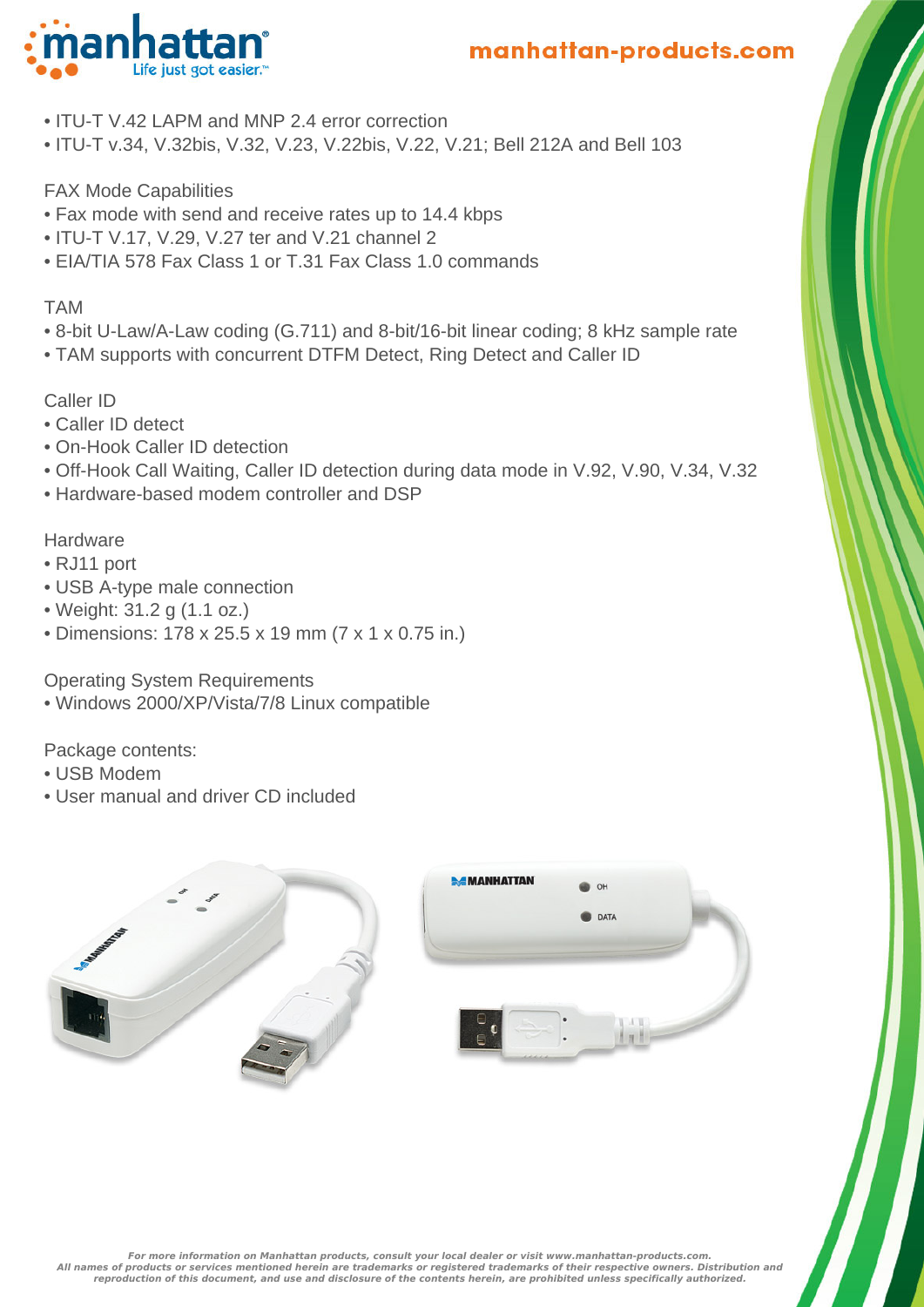- ITU-T V.42 LAPM and MNP 2.4 error correction
- ITU-T v.34, V.32bis, V.32, V.23, V.22bis, V.22, V.21; Bell 212A and Bell 103

FAX Mode Capabilities

- Fax mode with send and receive rates up to 14.4 kbps
- ITU-T V.17, V.29, V.27 ter and V.21 channel 2
- EIA/TIA 578 Fax Class 1 or T.31 Fax Class 1.0 commands

TAM

- 8-bit U-Law/A-Law coding (G.711) and 8-bit/16-bit linear coding; 8 kHz sample rate
- TAM supports with concurrent DTFM Detect, Ring Detect and Caller ID

Caller ID

- Caller ID detect
- On-Hook Caller ID detection
- Off-Hook Call Waiting, Caller ID detection during data mode in V.92, V.90, V.34, V.32
- Hardware-based modem controller and DSP

Hardware

- RJ11 port
- USB A-type male connection
- Weight: 31.2 g (1.1 oz.)
- Dimensions: 178 x 25.5 x 19 mm (7 x 1 x 0.75 in.)

Operating System Requirements

- Windows 2000/XP/Vista/7/8 Linux compatible

Package contents:

- USB Modem
- User manual and driver CD included

*For more information on Manhattan products, consult your local dealer or visit www.manhattan-products.com.*
*All names of products or services mentioned herein are trademarks or registered trademarks of their respective owners. Distribution and reproduction of this document, and use and disclosure of the contents herein, are prohibited unless specifically authorized.*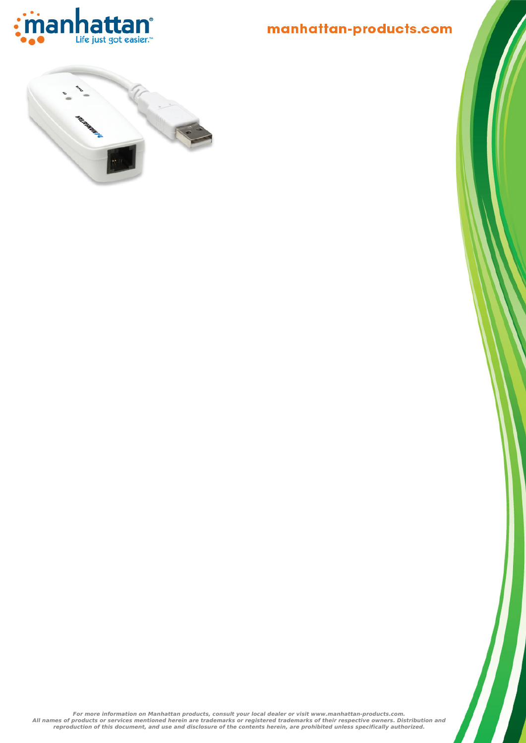manhattan-products.com

*For more information on Manhattan products, consult your local dealer or visit www.manhattan-products.com.*
*All names of products or services mentioned herein are trademarks or registered trademarks of their respective owners. Distribution and reproduction of this document, and use and disclosure of the contents herein, are prohibited unless specifically authorized.*